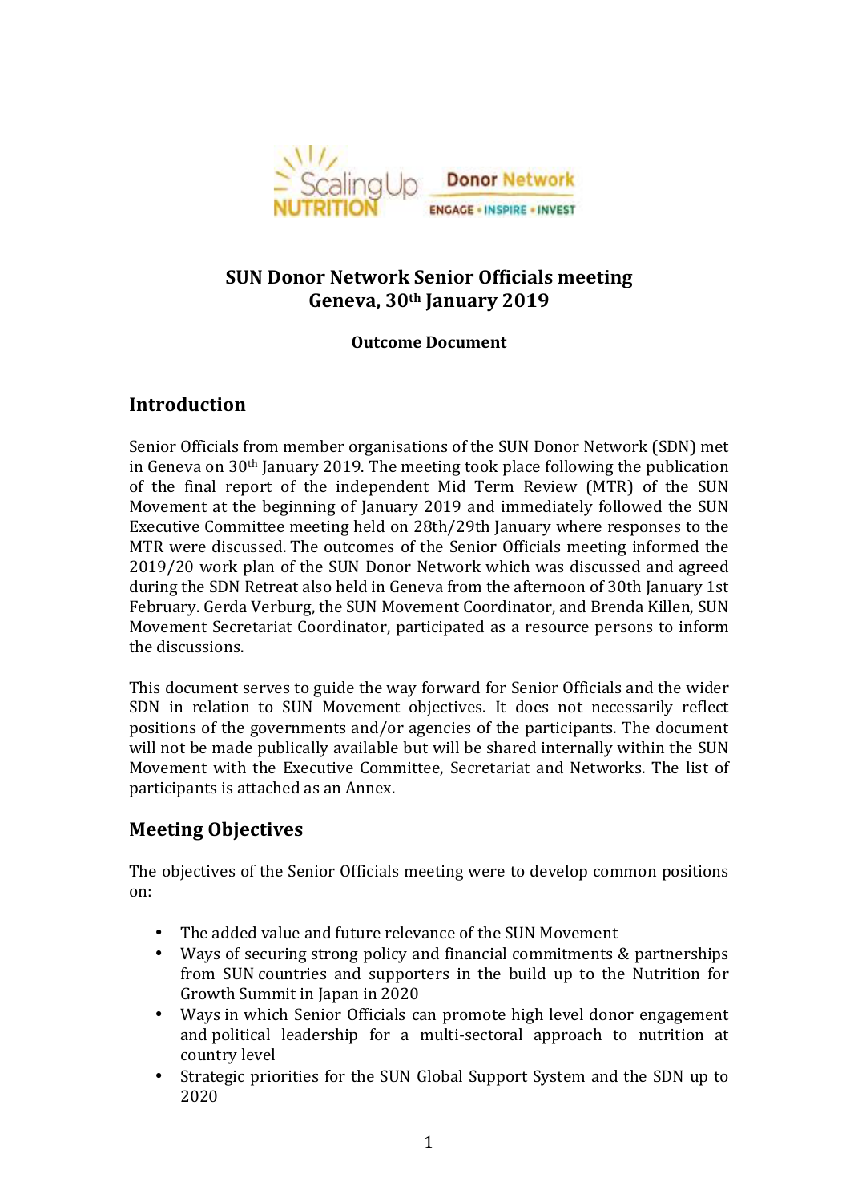# SUN Donor Network Senior Officials meeting
## Geneva, 30th January 2019

**Outcome Document**

## Introduction

Senior Officials from member organisations of the SUN Donor Network (SDN) met in Geneva on 30th January 2019. The meeting took place following the publication of the final report of the independent Mid Term Review (MTR) of the SUN Movement at the beginning of January 2019 and immediately followed the SUN Executive Committee meeting held on 28th/29th January where responses to the MTR were discussed. The outcomes of the Senior Officials meeting informed the 2019/20 work plan of the SUN Donor Network which was discussed and agreed during the SDN Retreat also held in Geneva from the afternoon of 30th January 1st February. Gerda Verburg, the SUN Movement Coordinator, and Brenda Killen, SUN Movement Secretariat Coordinator, participated as a resource persons to inform the discussions.

This document serves to guide the way forward for Senior Officials and the wider SDN in relation to SUN Movement objectives. It does not necessarily reflect positions of the governments and/or agencies of the participants. The document will not be made publically available but will be shared internally within the SUN Movement with the Executive Committee, Secretariat and Networks. The list of participants is attached as an Annex.

## Meeting Objectives

The objectives of the Senior Officials meeting were to develop common positions on:

- The added value and future relevance of the SUN Movement
- Ways of securing strong policy and financial commitments & partnerships from SUN countries and supporters in the build up to the Nutrition for Growth Summit in Japan in 2020
- Ways in which Senior Officials can promote high level donor engagement and political leadership for a multi-sectoral approach to nutrition at country level
- Strategic priorities for the SUN Global Support System and the SDN up to 2020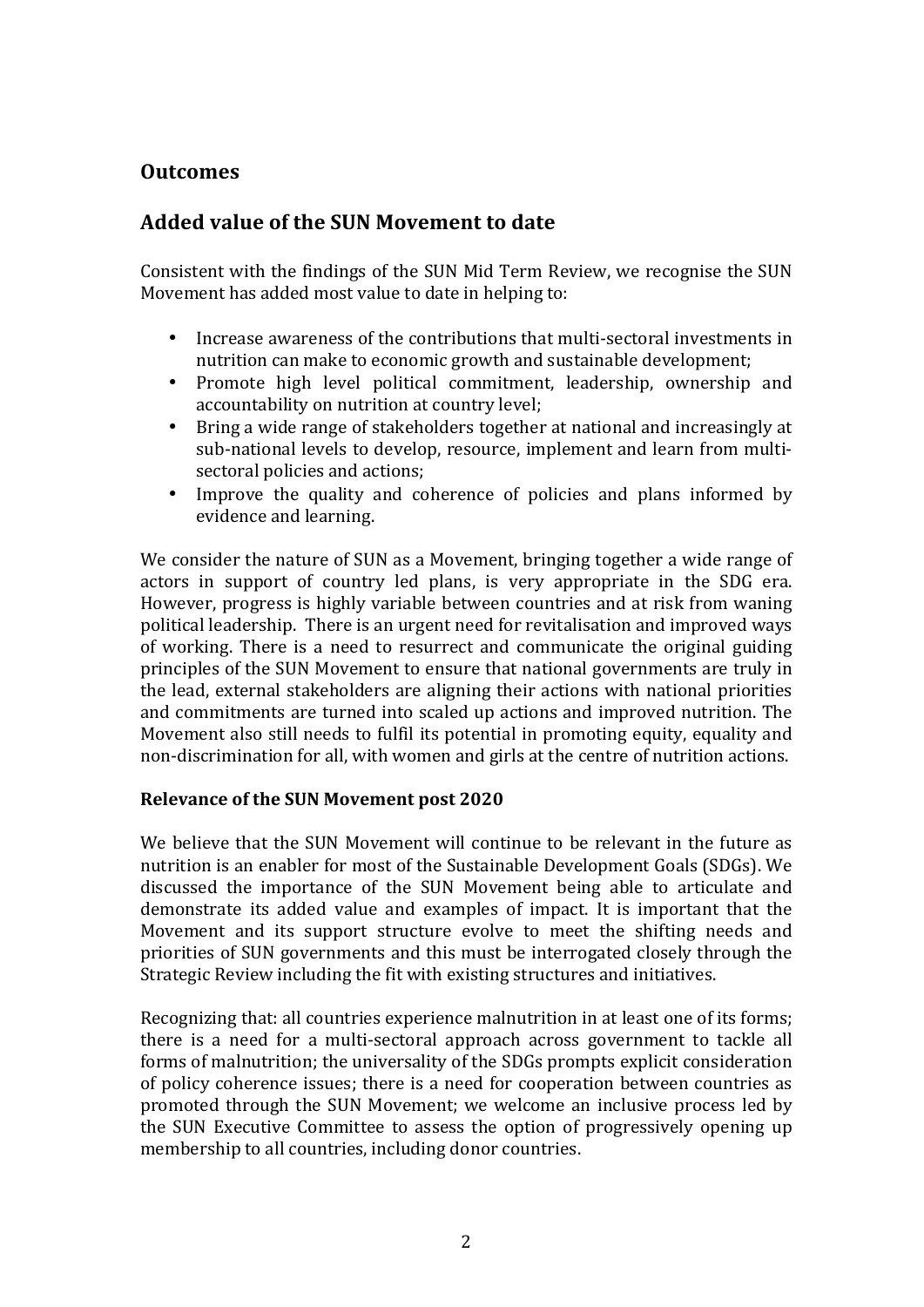## Outcomes

## Added value of the SUN Movement to date

Consistent with the findings of the SUN Mid Term Review, we recognise the SUN Movement has added most value to date in helping to:

- Increase awareness of the contributions that multi-sectoral investments in nutrition can make to economic growth and sustainable development;
- Promote high level political commitment, leadership, ownership and accountability on nutrition at country level;
- Bring a wide range of stakeholders together at national and increasingly at sub-national levels to develop, resource, implement and learn from multi-sectoral policies and actions;
- Improve the quality and coherence of policies and plans informed by evidence and learning.

We consider the nature of SUN as a Movement, bringing together a wide range of actors in support of country led plans, is very appropriate in the SDG era. However, progress is highly variable between countries and at risk from waning political leadership. There is an urgent need for revitalisation and improved ways of working. There is a need to resurrect and communicate the original guiding principles of the SUN Movement to ensure that national governments are truly in the lead, external stakeholders are aligning their actions with national priorities and commitments are turned into scaled up actions and improved nutrition. The Movement also still needs to fulfil its potential in promoting equity, equality and non-discrimination for all, with women and girls at the centre of nutrition actions.

**Relevance of the SUN Movement post 2020**

We believe that the SUN Movement will continue to be relevant in the future as nutrition is an enabler for most of the Sustainable Development Goals (SDGs). We discussed the importance of the SUN Movement being able to articulate and demonstrate its added value and examples of impact. It is important that the Movement and its support structure evolve to meet the shifting needs and priorities of SUN governments and this must be interrogated closely through the Strategic Review including the fit with existing structures and initiatives.

Recognizing that: all countries experience malnutrition in at least one of its forms; there is a need for a multi-sectoral approach across government to tackle all forms of malnutrition; the universality of the SDGs prompts explicit consideration of policy coherence issues; there is a need for cooperation between countries as promoted through the SUN Movement; we welcome an inclusive process led by the SUN Executive Committee to assess the option of progressively opening up membership to all countries, including donor countries.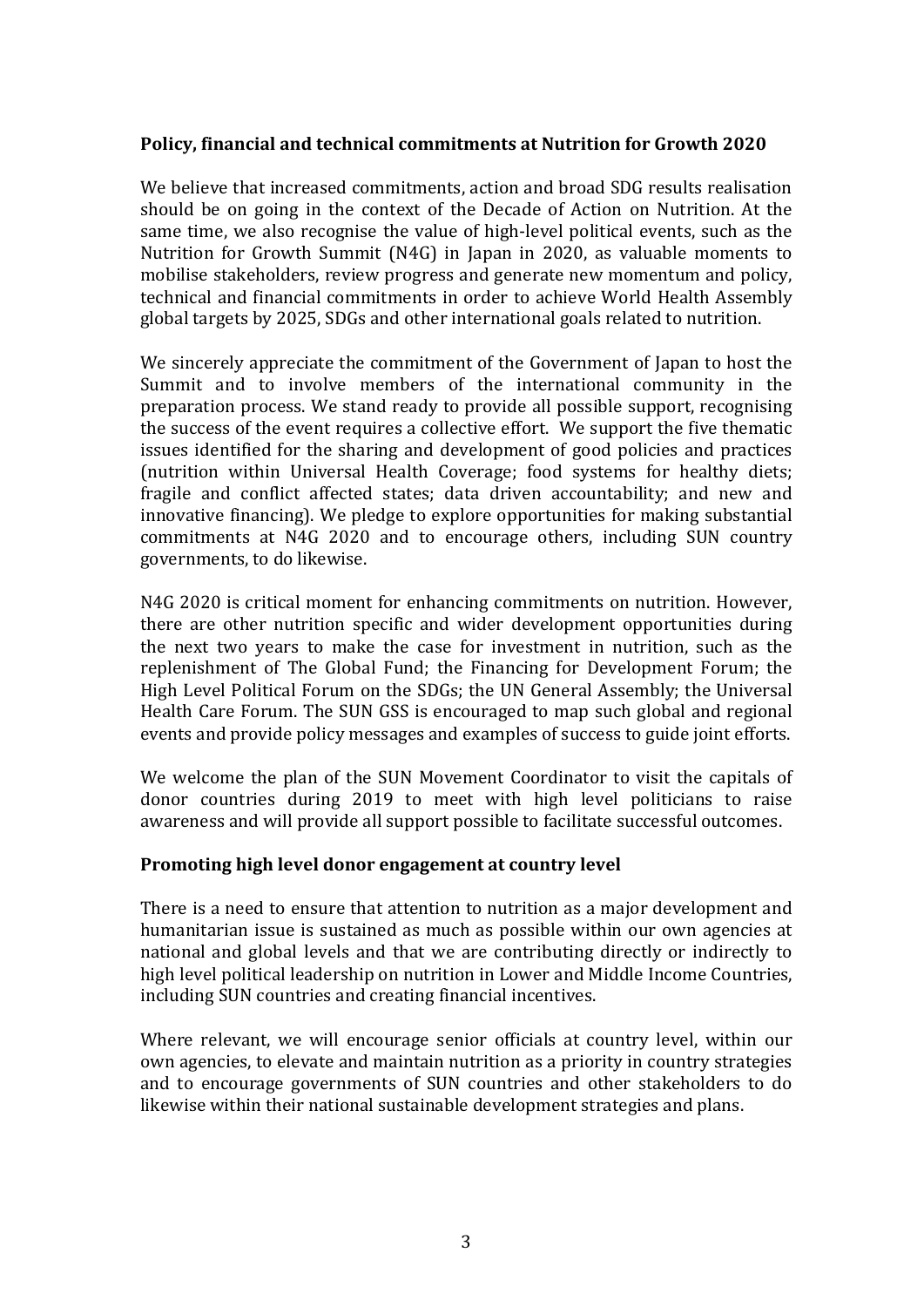**Policy, financial and technical commitments at Nutrition for Growth 2020**

We believe that increased commitments, action and broad SDG results realisation should be on going in the context of the Decade of Action on Nutrition. At the same time, we also recognise the value of high-level political events, such as the Nutrition for Growth Summit (N4G) in Japan in 2020, as valuable moments to mobilise stakeholders, review progress and generate new momentum and policy, technical and financial commitments in order to achieve World Health Assembly global targets by 2025, SDGs and other international goals related to nutrition.

We sincerely appreciate the commitment of the Government of Japan to host the Summit and to involve members of the international community in the preparation process. We stand ready to provide all possible support, recognising the success of the event requires a collective effort. We support the five thematic issues identified for the sharing and development of good policies and practices (nutrition within Universal Health Coverage; food systems for healthy diets; fragile and conflict affected states; data driven accountability; and new and innovative financing). We pledge to explore opportunities for making substantial commitments at N4G 2020 and to encourage others, including SUN country governments, to do likewise.

N4G 2020 is critical moment for enhancing commitments on nutrition. However, there are other nutrition specific and wider development opportunities during the next two years to make the case for investment in nutrition, such as the replenishment of The Global Fund; the Financing for Development Forum; the High Level Political Forum on the SDGs; the UN General Assembly; the Universal Health Care Forum. The SUN GSS is encouraged to map such global and regional events and provide policy messages and examples of success to guide joint efforts.

We welcome the plan of the SUN Movement Coordinator to visit the capitals of donor countries during 2019 to meet with high level politicians to raise awareness and will provide all support possible to facilitate successful outcomes.

**Promoting high level donor engagement at country level**

There is a need to ensure that attention to nutrition as a major development and humanitarian issue is sustained as much as possible within our own agencies at national and global levels and that we are contributing directly or indirectly to high level political leadership on nutrition in Lower and Middle Income Countries, including SUN countries and creating financial incentives.

Where relevant, we will encourage senior officials at country level, within our own agencies, to elevate and maintain nutrition as a priority in country strategies and to encourage governments of SUN countries and other stakeholders to do likewise within their national sustainable development strategies and plans.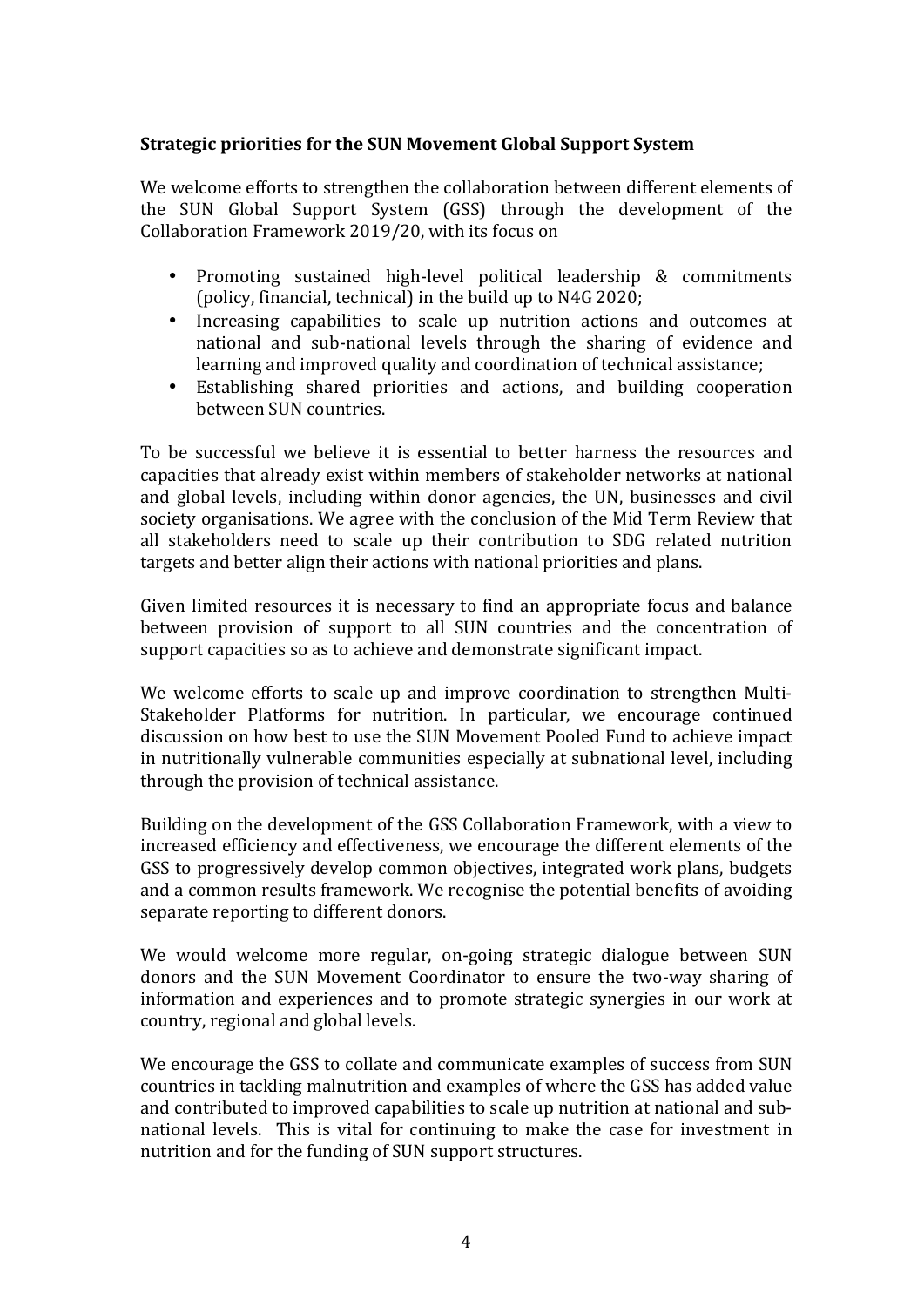**Strategic priorities for the SUN Movement Global Support System**

We welcome efforts to strengthen the collaboration between different elements of the SUN Global Support System (GSS) through the development of the Collaboration Framework 2019/20, with its focus on

- Promoting sustained high-level political leadership & commitments (policy, financial, technical) in the build up to N4G 2020;
- Increasing capabilities to scale up nutrition actions and outcomes at national and sub-national levels through the sharing of evidence and learning and improved quality and coordination of technical assistance;
- Establishing shared priorities and actions, and building cooperation between SUN countries.

To be successful we believe it is essential to better harness the resources and capacities that already exist within members of stakeholder networks at national and global levels, including within donor agencies, the UN, businesses and civil society organisations. We agree with the conclusion of the Mid Term Review that all stakeholders need to scale up their contribution to SDG related nutrition targets and better align their actions with national priorities and plans.

Given limited resources it is necessary to find an appropriate focus and balance between provision of support to all SUN countries and the concentration of support capacities so as to achieve and demonstrate significant impact.

We welcome efforts to scale up and improve coordination to strengthen Multi-Stakeholder Platforms for nutrition. In particular, we encourage continued discussion on how best to use the SUN Movement Pooled Fund to achieve impact in nutritionally vulnerable communities especially at subnational level, including through the provision of technical assistance.

Building on the development of the GSS Collaboration Framework, with a view to increased efficiency and effectiveness, we encourage the different elements of the GSS to progressively develop common objectives, integrated work plans, budgets and a common results framework. We recognise the potential benefits of avoiding separate reporting to different donors.

We would welcome more regular, on-going strategic dialogue between SUN donors and the SUN Movement Coordinator to ensure the two-way sharing of information and experiences and to promote strategic synergies in our work at country, regional and global levels.

We encourage the GSS to collate and communicate examples of success from SUN countries in tackling malnutrition and examples of where the GSS has added value and contributed to improved capabilities to scale up nutrition at national and sub-national levels. This is vital for continuing to make the case for investment in nutrition and for the funding of SUN support structures.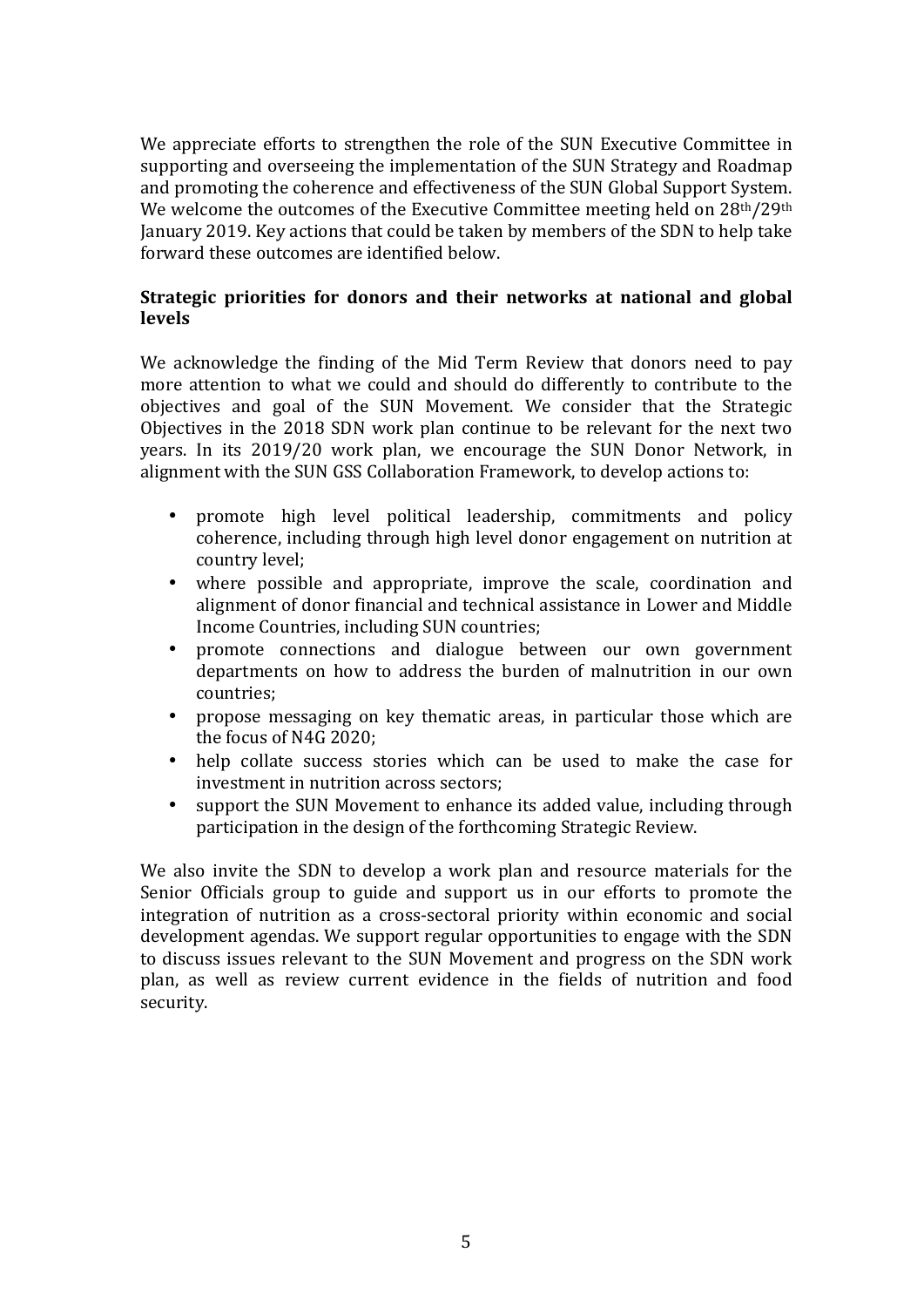We appreciate efforts to strengthen the role of the SUN Executive Committee in supporting and overseeing the implementation of the SUN Strategy and Roadmap and promoting the coherence and effectiveness of the SUN Global Support System. We welcome the outcomes of the Executive Committee meeting held on 28th/29th January 2019. Key actions that could be taken by members of the SDN to help take forward these outcomes are identified below.

**Strategic priorities for donors and their networks at national and global levels**

We acknowledge the finding of the Mid Term Review that donors need to pay more attention to what we could and should do differently to contribute to the objectives and goal of the SUN Movement. We consider that the Strategic Objectives in the 2018 SDN work plan continue to be relevant for the next two years. In its 2019/20 work plan, we encourage the SUN Donor Network, in alignment with the SUN GSS Collaboration Framework, to develop actions to:

- promote high level political leadership, commitments and policy coherence, including through high level donor engagement on nutrition at country level;
- where possible and appropriate, improve the scale, coordination and alignment of donor financial and technical assistance in Lower and Middle Income Countries, including SUN countries;
- promote connections and dialogue between our own government departments on how to address the burden of malnutrition in our own countries;
- propose messaging on key thematic areas, in particular those which are the focus of N4G 2020;
- help collate success stories which can be used to make the case for investment in nutrition across sectors;
- support the SUN Movement to enhance its added value, including through participation in the design of the forthcoming Strategic Review.

We also invite the SDN to develop a work plan and resource materials for the Senior Officials group to guide and support us in our efforts to promote the integration of nutrition as a cross-sectoral priority within economic and social development agendas. We support regular opportunities to engage with the SDN to discuss issues relevant to the SUN Movement and progress on the SDN work plan, as well as review current evidence in the fields of nutrition and food security.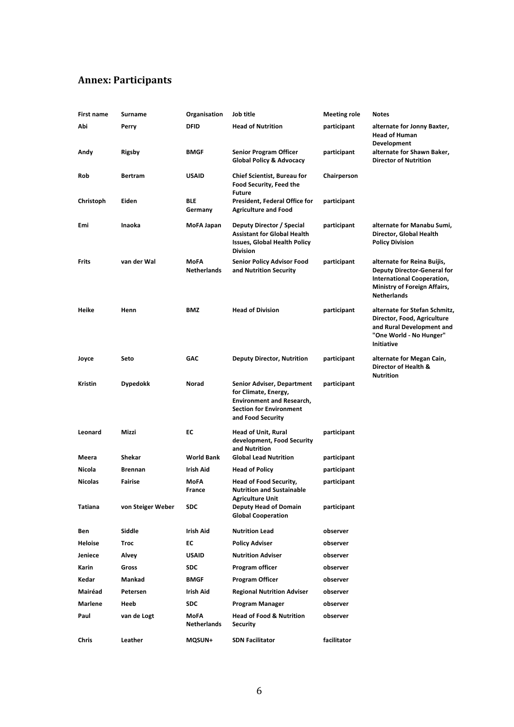## Annex: Participants

| First name | Surname | Organisation | Job title | Meeting role | Notes |
|---|---|---|---|---|---|
| Abi | Perry | DFID | Head of Nutrition | participant | alternate for Jonny Baxter, Head of Human Development |
| Andy | Rigsby | BMGF | Senior Program Officer Global Policy & Advocacy | participant | alternate for Shawn Baker, Director of Nutrition |
| Rob | Bertram | USAID | Chief Scientist, Bureau for Food Security, Feed the Future | Chairperson | |
| Christoph | Eiden | BLE Germany | President, Federal Office for Agriculture and Food | participant | |
| Emi | Inaoka | MoFA Japan | Deputy Director / Special Assistant for Global Health Issues, Global Health Policy Division | participant | alternate for Manabu Sumi, Director, Global Health Policy Division |
| Frits | van der Wal | MoFA Netherlands | Senior Policy Advisor Food and Nutrition Security | participant | alternate for Reina Buijis, Deputy Director-General for International Cooperation, Ministry of Foreign Affairs, Netherlands |
| Heike | Henn | BMZ | Head of Division | participant | alternate for Stefan Schmitz, Director, Food, Agriculture and Rural Development and "One World - No Hunger" Initiative |
| Joyce | Seto | GAC | Deputy Director, Nutrition | participant | alternate for Megan Cain, Director of Health & Nutrition |
| Kristin | Dypedokk | Norad | Senior Adviser, Department for Climate, Energy, Environment and Research, Section for Environment and Food Security | participant | |
| Leonard | Mizzi | EC | Head of Unit, Rural development, Food Security and Nutrition | participant | |
| Meera | Shekar | World Bank | Global Lead Nutrition | participant | |
| Nicola | Brennan | Irish Aid | Head of Policy | participant | |
| Nicolas | Fairise | MoFA France | Head of Food Security, Nutrition and Sustainable Agriculture Unit | participant | |
| Tatiana | von Steiger Weber | SDC | Deputy Head of Domain Global Cooperation | participant | |
| Ben | Siddle | Irish Aid | Nutrition Lead | observer | |
| Heloise | Troc | EC | Policy Adviser | observer | |
| Jeniece | Alvey | USAID | Nutrition Adviser | observer | |
| Karin | Gross | SDC | Program officer | observer | |
| Kedar | Mankad | BMGF | Program Officer | observer | |
| Mairéad | Petersen | Irish Aid | Regional Nutrition Adviser | observer | |
| Marlene | Heeb | SDC | Program Manager | observer | |
| Paul | van de Logt | MoFA Netherlands | Head of Food & Nutrition Security | observer | |
| Chris | Leather | MQSUN+ | SDN Facilitator | facilitator | |